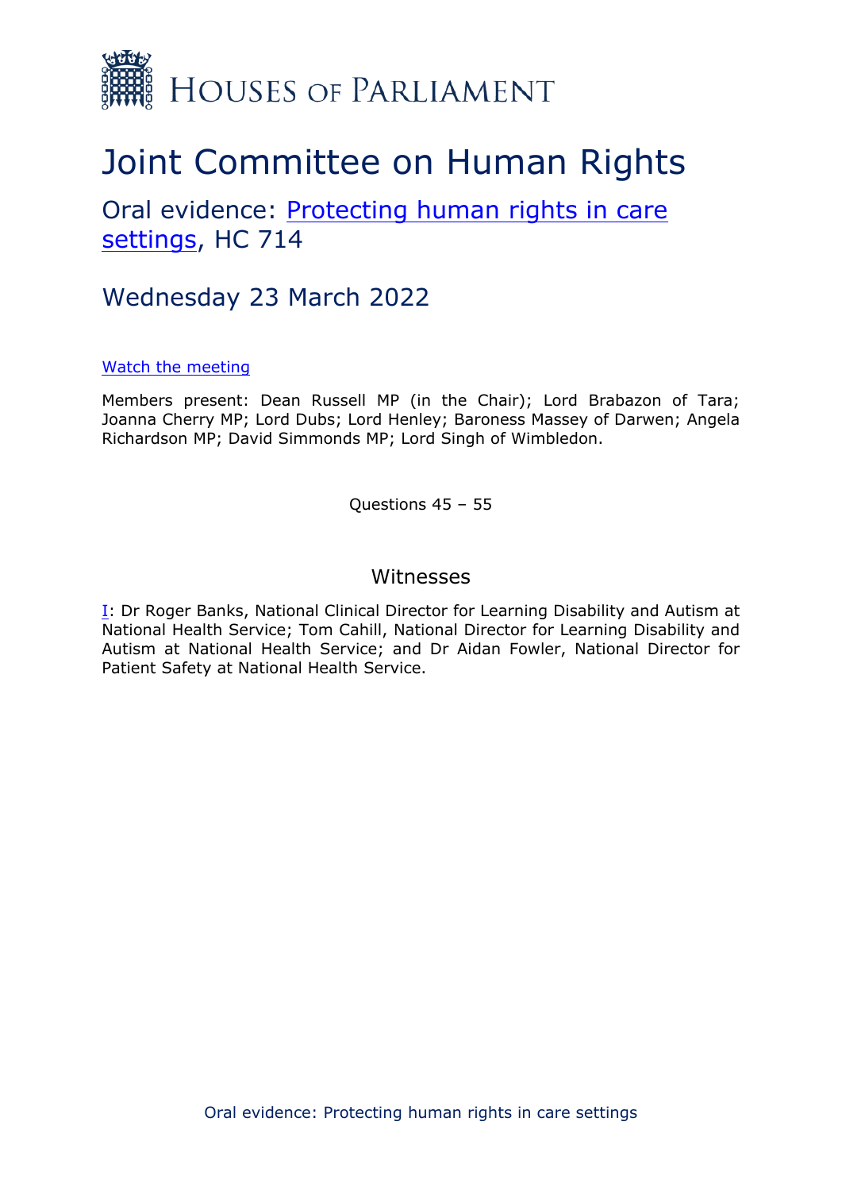HOUSES OF PARLIAMENT

# Joint Committee on Human Rights

## Oral evidence: Protecting human rights in care settings, HC 714

## Wednesday 23 March 2022

Watch the meeting

Members present: Dean Russell MP (in the Chair); Lord Brabazon of Tara; Joanna Cherry MP; Lord Dubs; Lord Henley; Baroness Massey of Darwen; Angela Richardson MP; David Simmonds MP; Lord Singh of Wimbledon.

Questions 45 – 55

### Witnesses

I: Dr Roger Banks, National Clinical Director for Learning Disability and Autism at National Health Service; Tom Cahill, National Director for Learning Disability and Autism at National Health Service; and Dr Aidan Fowler, National Director for Patient Safety at National Health Service.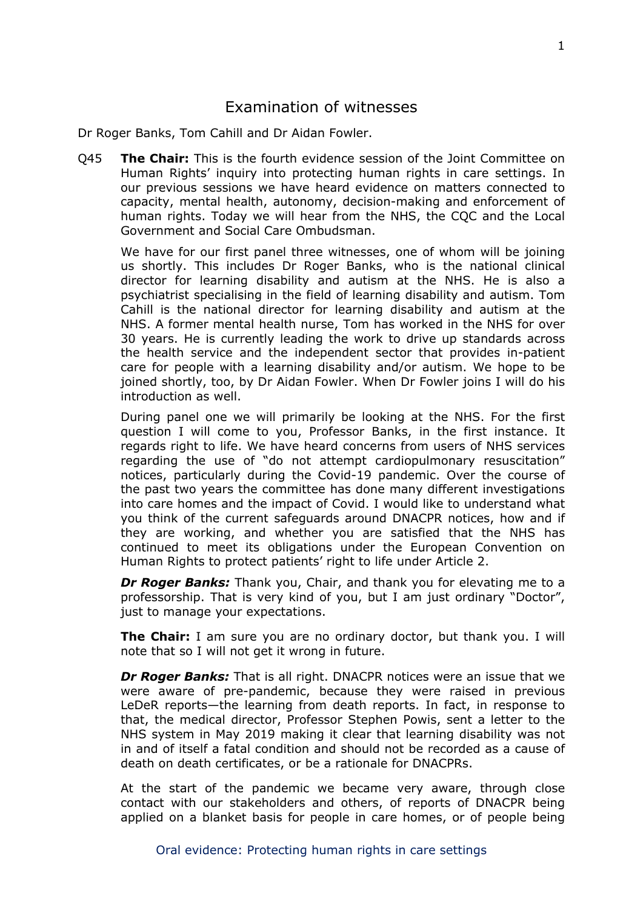# Examination of witnesses

Dr Roger Banks, Tom Cahill and Dr Aidan Fowler.

Q45 **The Chair:** This is the fourth evidence session of the Joint Committee on Human Rights' inquiry into protecting human rights in care settings. In our previous sessions we have heard evidence on matters connected to capacity, mental health, autonomy, decision-making and enforcement of human rights. Today we will hear from the NHS, the CQC and the Local Government and Social Care Ombudsman.

We have for our first panel three witnesses, one of whom will be joining us shortly. This includes Dr Roger Banks, who is the national clinical director for learning disability and autism at the NHS. He is also a psychiatrist specialising in the field of learning disability and autism. Tom Cahill is the national director for learning disability and autism at the NHS. A former mental health nurse, Tom has worked in the NHS for over 30 years. He is currently leading the work to drive up standards across the health service and the independent sector that provides in-patient care for people with a learning disability and/or autism. We hope to be joined shortly, too, by Dr Aidan Fowler. When Dr Fowler joins I will do his introduction as well.

During panel one we will primarily be looking at the NHS. For the first question I will come to you, Professor Banks, in the first instance. It regards right to life. We have heard concerns from users of NHS services regarding the use of "do not attempt cardiopulmonary resuscitation" notices, particularly during the Covid-19 pandemic. Over the course of the past two years the committee has done many different investigations into care homes and the impact of Covid. I would like to understand what you think of the current safeguards around DNACPR notices, how and if they are working, and whether you are satisfied that the NHS has continued to meet its obligations under the European Convention on Human Rights to protect patients' right to life under Article 2.

***Dr Roger Banks:*** Thank you, Chair, and thank you for elevating me to a professorship. That is very kind of you, but I am just ordinary "Doctor", just to manage your expectations.

**The Chair:** I am sure you are no ordinary doctor, but thank you. I will note that so I will not get it wrong in future.

***Dr Roger Banks:*** That is all right. DNACPR notices were an issue that we were aware of pre-pandemic, because they were raised in previous LeDeR reports—the learning from death reports. In fact, in response to that, the medical director, Professor Stephen Powis, sent a letter to the NHS system in May 2019 making it clear that learning disability was not in and of itself a fatal condition and should not be recorded as a cause of death on death certificates, or be a rationale for DNACPRs.

At the start of the pandemic we became very aware, through close contact with our stakeholders and others, of reports of DNACPR being applied on a blanket basis for people in care homes, or of people being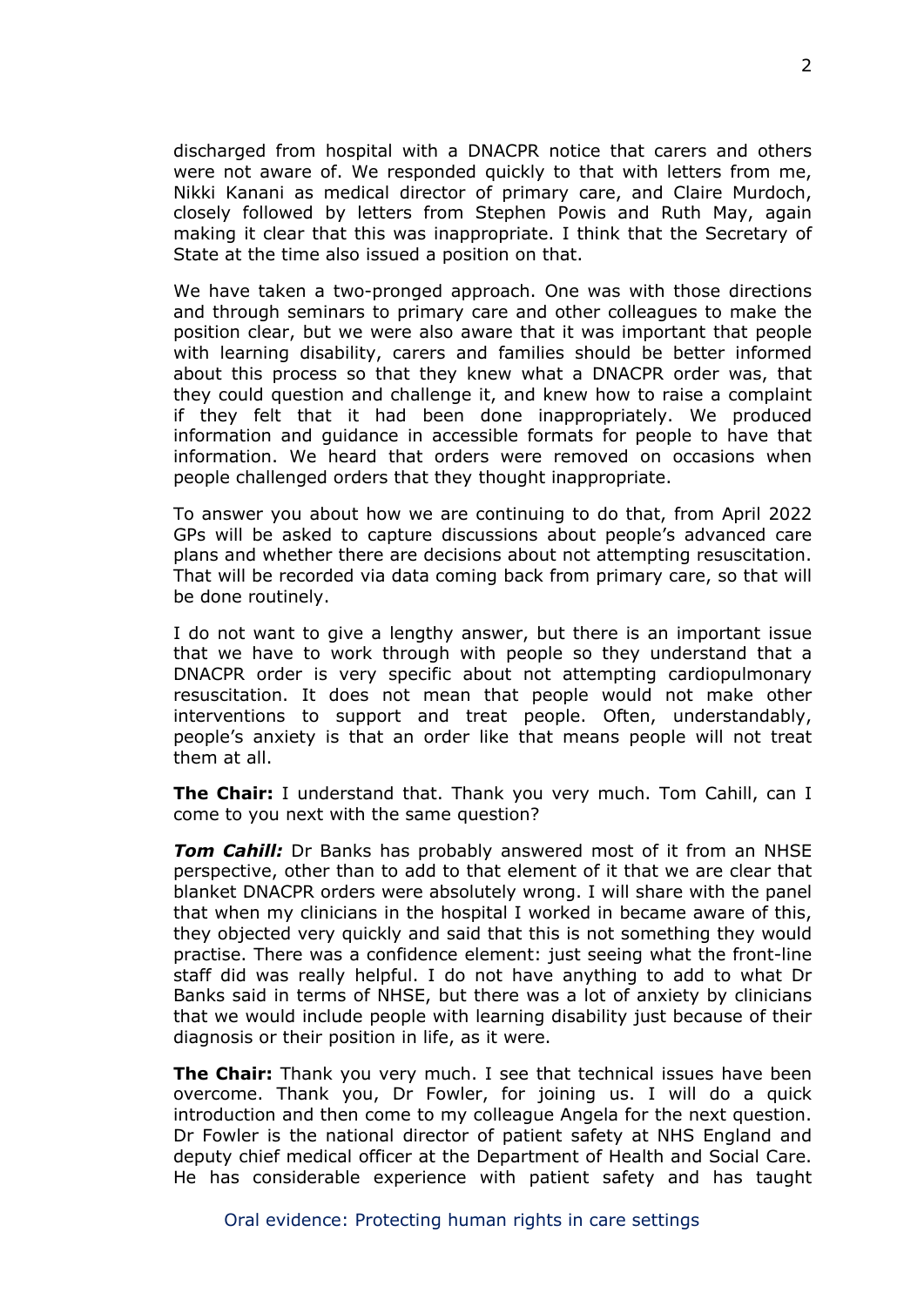discharged from hospital with a DNACPR notice that carers and others were not aware of. We responded quickly to that with letters from me, Nikki Kanani as medical director of primary care, and Claire Murdoch, closely followed by letters from Stephen Powis and Ruth May, again making it clear that this was inappropriate. I think that the Secretary of State at the time also issued a position on that.

We have taken a two-pronged approach. One was with those directions and through seminars to primary care and other colleagues to make the position clear, but we were also aware that it was important that people with learning disability, carers and families should be better informed about this process so that they knew what a DNACPR order was, that they could question and challenge it, and knew how to raise a complaint if they felt that it had been done inappropriately. We produced information and guidance in accessible formats for people to have that information. We heard that orders were removed on occasions when people challenged orders that they thought inappropriate.

To answer you about how we are continuing to do that, from April 2022 GPs will be asked to capture discussions about people's advanced care plans and whether there are decisions about not attempting resuscitation. That will be recorded via data coming back from primary care, so that will be done routinely.

I do not want to give a lengthy answer, but there is an important issue that we have to work through with people so they understand that a DNACPR order is very specific about not attempting cardiopulmonary resuscitation. It does not mean that people would not make other interventions to support and treat people. Often, understandably, people's anxiety is that an order like that means people will not treat them at all.

**The Chair:** I understand that. Thank you very much. Tom Cahill, can I come to you next with the same question?

***Tom Cahill:*** Dr Banks has probably answered most of it from an NHSE perspective, other than to add to that element of it that we are clear that blanket DNACPR orders were absolutely wrong. I will share with the panel that when my clinicians in the hospital I worked in became aware of this, they objected very quickly and said that this is not something they would practise. There was a confidence element: just seeing what the front-line staff did was really helpful. I do not have anything to add to what Dr Banks said in terms of NHSE, but there was a lot of anxiety by clinicians that we would include people with learning disability just because of their diagnosis or their position in life, as it were.

**The Chair:** Thank you very much. I see that technical issues have been overcome. Thank you, Dr Fowler, for joining us. I will do a quick introduction and then come to my colleague Angela for the next question. Dr Fowler is the national director of patient safety at NHS England and deputy chief medical officer at the Department of Health and Social Care. He has considerable experience with patient safety and has taught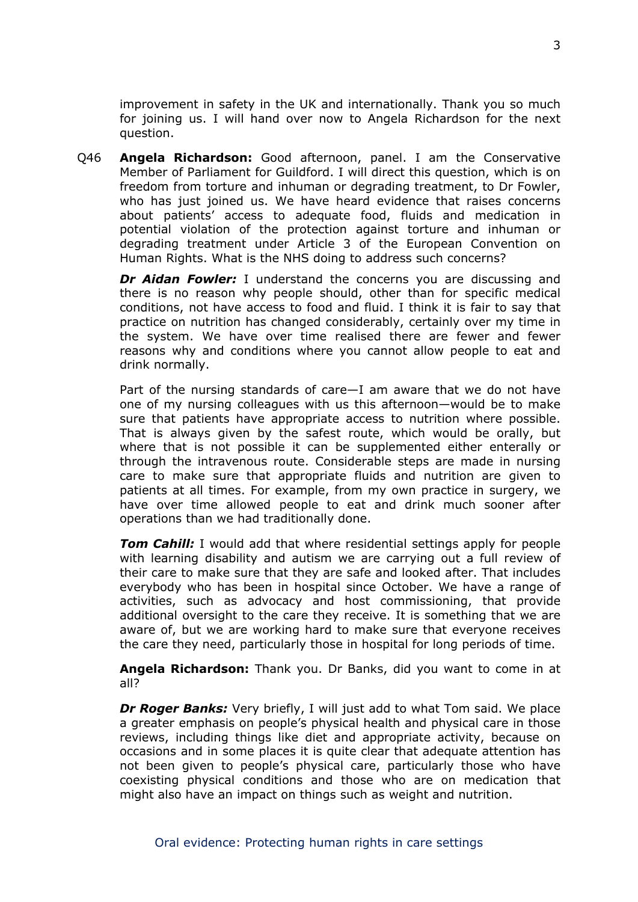improvement in safety in the UK and internationally. Thank you so much for joining us. I will hand over now to Angela Richardson for the next question.

Q46 **Angela Richardson:** Good afternoon, panel. I am the Conservative Member of Parliament for Guildford. I will direct this question, which is on freedom from torture and inhuman or degrading treatment, to Dr Fowler, who has just joined us. We have heard evidence that raises concerns about patients' access to adequate food, fluids and medication in potential violation of the protection against torture and inhuman or degrading treatment under Article 3 of the European Convention on Human Rights. What is the NHS doing to address such concerns?

***Dr Aidan Fowler:*** I understand the concerns you are discussing and there is no reason why people should, other than for specific medical conditions, not have access to food and fluid. I think it is fair to say that practice on nutrition has changed considerably, certainly over my time in the system. We have over time realised there are fewer and fewer reasons why and conditions where you cannot allow people to eat and drink normally.

Part of the nursing standards of care—I am aware that we do not have one of my nursing colleagues with us this afternoon—would be to make sure that patients have appropriate access to nutrition where possible. That is always given by the safest route, which would be orally, but where that is not possible it can be supplemented either enterally or through the intravenous route. Considerable steps are made in nursing care to make sure that appropriate fluids and nutrition are given to patients at all times. For example, from my own practice in surgery, we have over time allowed people to eat and drink much sooner after operations than we had traditionally done.

***Tom Cahill:*** I would add that where residential settings apply for people with learning disability and autism we are carrying out a full review of their care to make sure that they are safe and looked after. That includes everybody who has been in hospital since October. We have a range of activities, such as advocacy and host commissioning, that provide additional oversight to the care they receive. It is something that we are aware of, but we are working hard to make sure that everyone receives the care they need, particularly those in hospital for long periods of time.

**Angela Richardson:** Thank you. Dr Banks, did you want to come in at all?

***Dr Roger Banks:*** Very briefly, I will just add to what Tom said. We place a greater emphasis on people's physical health and physical care in those reviews, including things like diet and appropriate activity, because on occasions and in some places it is quite clear that adequate attention has not been given to people's physical care, particularly those who have coexisting physical conditions and those who are on medication that might also have an impact on things such as weight and nutrition.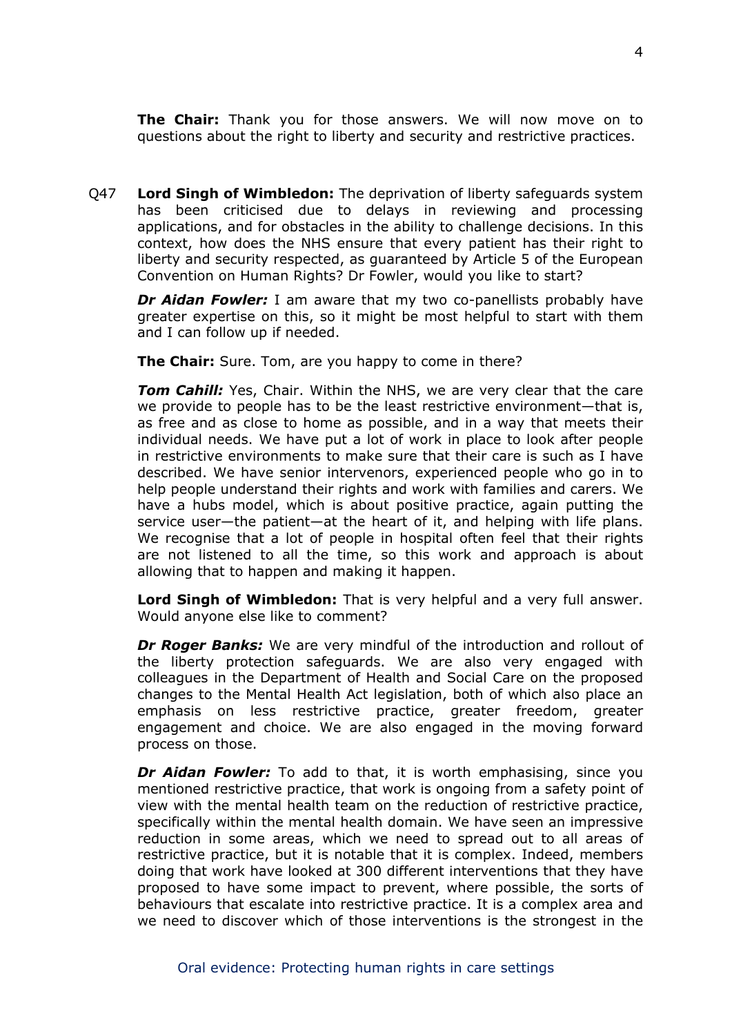**The Chair:** Thank you for those answers. We will now move on to questions about the right to liberty and security and restrictive practices.

Q47 **Lord Singh of Wimbledon:** The deprivation of liberty safeguards system has been criticised due to delays in reviewing and processing applications, and for obstacles in the ability to challenge decisions. In this context, how does the NHS ensure that every patient has their right to liberty and security respected, as guaranteed by Article 5 of the European Convention on Human Rights? Dr Fowler, would you like to start?

***Dr Aidan Fowler:*** I am aware that my two co-panellists probably have greater expertise on this, so it might be most helpful to start with them and I can follow up if needed.

**The Chair:** Sure. Tom, are you happy to come in there?

***Tom Cahill:*** Yes, Chair. Within the NHS, we are very clear that the care we provide to people has to be the least restrictive environment—that is, as free and as close to home as possible, and in a way that meets their individual needs. We have put a lot of work in place to look after people in restrictive environments to make sure that their care is such as I have described. We have senior intervenors, experienced people who go in to help people understand their rights and work with families and carers. We have a hubs model, which is about positive practice, again putting the service user—the patient—at the heart of it, and helping with life plans. We recognise that a lot of people in hospital often feel that their rights are not listened to all the time, so this work and approach is about allowing that to happen and making it happen.

**Lord Singh of Wimbledon:** That is very helpful and a very full answer. Would anyone else like to comment?

***Dr Roger Banks:*** We are very mindful of the introduction and rollout of the liberty protection safeguards. We are also very engaged with colleagues in the Department of Health and Social Care on the proposed changes to the Mental Health Act legislation, both of which also place an emphasis on less restrictive practice, greater freedom, greater engagement and choice. We are also engaged in the moving forward process on those.

***Dr Aidan Fowler:*** To add to that, it is worth emphasising, since you mentioned restrictive practice, that work is ongoing from a safety point of view with the mental health team on the reduction of restrictive practice, specifically within the mental health domain. We have seen an impressive reduction in some areas, which we need to spread out to all areas of restrictive practice, but it is notable that it is complex. Indeed, members doing that work have looked at 300 different interventions that they have proposed to have some impact to prevent, where possible, the sorts of behaviours that escalate into restrictive practice. It is a complex area and we need to discover which of those interventions is the strongest in the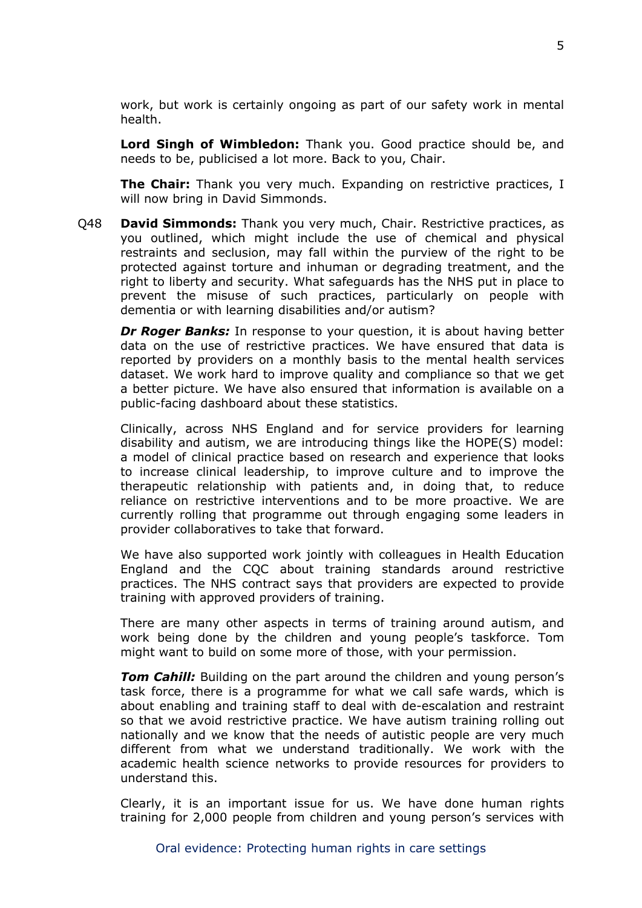work, but work is certainly ongoing as part of our safety work in mental health.

**Lord Singh of Wimbledon:** Thank you. Good practice should be, and needs to be, publicised a lot more. Back to you, Chair.

**The Chair:** Thank you very much. Expanding on restrictive practices, I will now bring in David Simmonds.

Q48 **David Simmonds:** Thank you very much, Chair. Restrictive practices, as you outlined, which might include the use of chemical and physical restraints and seclusion, may fall within the purview of the right to be protected against torture and inhuman or degrading treatment, and the right to liberty and security. What safeguards has the NHS put in place to prevent the misuse of such practices, particularly on people with dementia or with learning disabilities and/or autism?

***Dr Roger Banks:*** In response to your question, it is about having better data on the use of restrictive practices. We have ensured that data is reported by providers on a monthly basis to the mental health services dataset. We work hard to improve quality and compliance so that we get a better picture. We have also ensured that information is available on a public-facing dashboard about these statistics.

Clinically, across NHS England and for service providers for learning disability and autism, we are introducing things like the HOPE(S) model: a model of clinical practice based on research and experience that looks to increase clinical leadership, to improve culture and to improve the therapeutic relationship with patients and, in doing that, to reduce reliance on restrictive interventions and to be more proactive. We are currently rolling that programme out through engaging some leaders in provider collaboratives to take that forward.

We have also supported work jointly with colleagues in Health Education England and the CQC about training standards around restrictive practices. The NHS contract says that providers are expected to provide training with approved providers of training.

There are many other aspects in terms of training around autism, and work being done by the children and young people's taskforce. Tom might want to build on some more of those, with your permission.

***Tom Cahill:*** Building on the part around the children and young person's task force, there is a programme for what we call safe wards, which is about enabling and training staff to deal with de-escalation and restraint so that we avoid restrictive practice. We have autism training rolling out nationally and we know that the needs of autistic people are very much different from what we understand traditionally. We work with the academic health science networks to provide resources for providers to understand this.

Clearly, it is an important issue for us. We have done human rights training for 2,000 people from children and young person's services with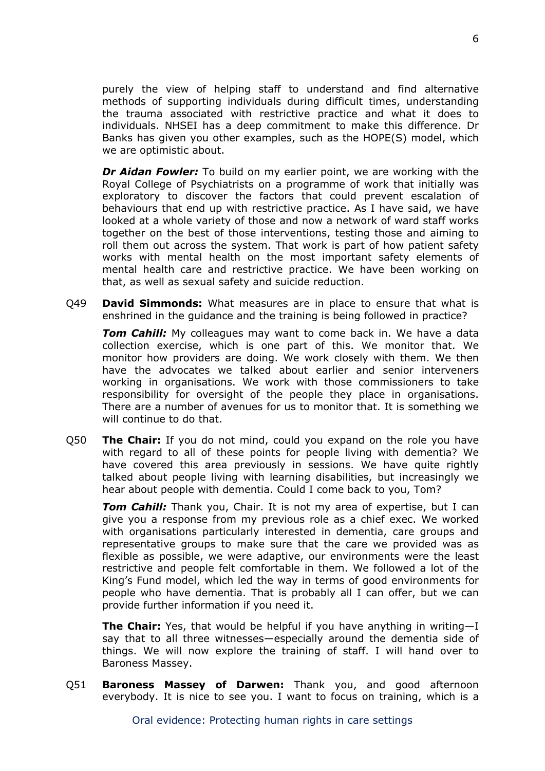purely the view of helping staff to understand and find alternative methods of supporting individuals during difficult times, understanding the trauma associated with restrictive practice and what it does to individuals. NHSEI has a deep commitment to make this difference. Dr Banks has given you other examples, such as the HOPE(S) model, which we are optimistic about.

***Dr Aidan Fowler:*** To build on my earlier point, we are working with the Royal College of Psychiatrists on a programme of work that initially was exploratory to discover the factors that could prevent escalation of behaviours that end up with restrictive practice. As I have said, we have looked at a whole variety of those and now a network of ward staff works together on the best of those interventions, testing those and aiming to roll them out across the system. That work is part of how patient safety works with mental health on the most important safety elements of mental health care and restrictive practice. We have been working on that, as well as sexual safety and suicide reduction.

Q49 **David Simmonds:** What measures are in place to ensure that what is enshrined in the guidance and the training is being followed in practice?

***Tom Cahill:*** My colleagues may want to come back in. We have a data collection exercise, which is one part of this. We monitor that. We monitor how providers are doing. We work closely with them. We then have the advocates we talked about earlier and senior interveners working in organisations. We work with those commissioners to take responsibility for oversight of the people they place in organisations. There are a number of avenues for us to monitor that. It is something we will continue to do that.

Q50 **The Chair:** If you do not mind, could you expand on the role you have with regard to all of these points for people living with dementia? We have covered this area previously in sessions. We have quite rightly talked about people living with learning disabilities, but increasingly we hear about people with dementia. Could I come back to you, Tom?

***Tom Cahill:*** Thank you, Chair. It is not my area of expertise, but I can give you a response from my previous role as a chief exec. We worked with organisations particularly interested in dementia, care groups and representative groups to make sure that the care we provided was as flexible as possible, we were adaptive, our environments were the least restrictive and people felt comfortable in them. We followed a lot of the King's Fund model, which led the way in terms of good environments for people who have dementia. That is probably all I can offer, but we can provide further information if you need it.

**The Chair:** Yes, that would be helpful if you have anything in writing—I say that to all three witnesses—especially around the dementia side of things. We will now explore the training of staff. I will hand over to Baroness Massey.

Q51 **Baroness Massey of Darwen:** Thank you, and good afternoon everybody. It is nice to see you. I want to focus on training, which is a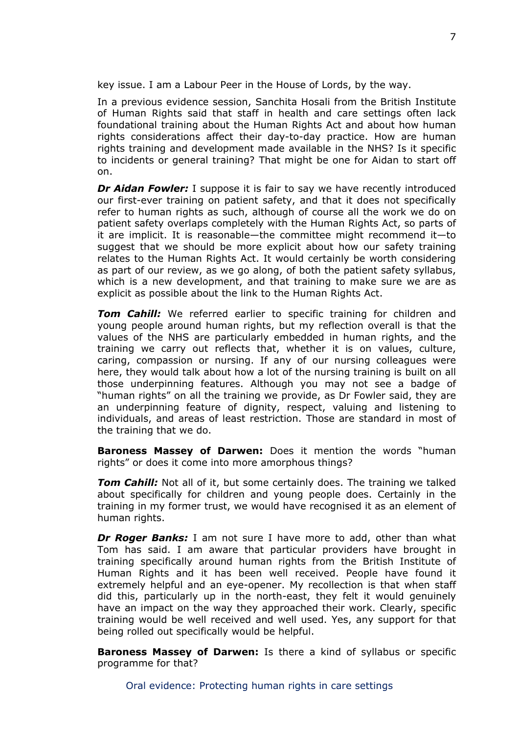key issue. I am a Labour Peer in the House of Lords, by the way.

In a previous evidence session, Sanchita Hosali from the British Institute of Human Rights said that staff in health and care settings often lack foundational training about the Human Rights Act and about how human rights considerations affect their day-to-day practice. How are human rights training and development made available in the NHS? Is it specific to incidents or general training? That might be one for Aidan to start off on.

***Dr Aidan Fowler:*** I suppose it is fair to say we have recently introduced our first-ever training on patient safety, and that it does not specifically refer to human rights as such, although of course all the work we do on patient safety overlaps completely with the Human Rights Act, so parts of it are implicit. It is reasonable—the committee might recommend it—to suggest that we should be more explicit about how our safety training relates to the Human Rights Act. It would certainly be worth considering as part of our review, as we go along, of both the patient safety syllabus, which is a new development, and that training to make sure we are as explicit as possible about the link to the Human Rights Act.

***Tom Cahill:*** We referred earlier to specific training for children and young people around human rights, but my reflection overall is that the values of the NHS are particularly embedded in human rights, and the training we carry out reflects that, whether it is on values, culture, caring, compassion or nursing. If any of our nursing colleagues were here, they would talk about how a lot of the nursing training is built on all those underpinning features. Although you may not see a badge of "human rights" on all the training we provide, as Dr Fowler said, they are an underpinning feature of dignity, respect, valuing and listening to individuals, and areas of least restriction. Those are standard in most of the training that we do.

**Baroness Massey of Darwen:** Does it mention the words "human rights" or does it come into more amorphous things?

***Tom Cahill:*** Not all of it, but some certainly does. The training we talked about specifically for children and young people does. Certainly in the training in my former trust, we would have recognised it as an element of human rights.

***Dr Roger Banks:*** I am not sure I have more to add, other than what Tom has said. I am aware that particular providers have brought in training specifically around human rights from the British Institute of Human Rights and it has been well received. People have found it extremely helpful and an eye-opener. My recollection is that when staff did this, particularly up in the north-east, they felt it would genuinely have an impact on the way they approached their work. Clearly, specific training would be well received and well used. Yes, any support for that being rolled out specifically would be helpful.

**Baroness Massey of Darwen:** Is there a kind of syllabus or specific programme for that?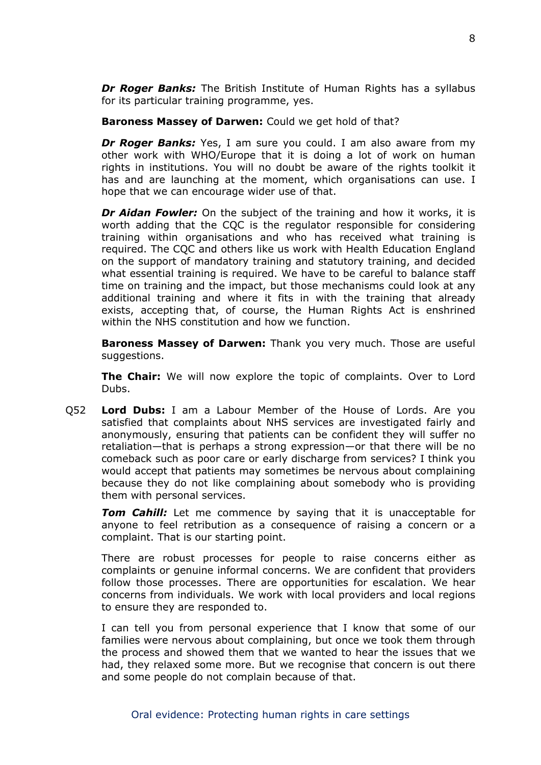***Dr Roger Banks:*** The British Institute of Human Rights has a syllabus for its particular training programme, yes.

**Baroness Massey of Darwen:** Could we get hold of that?

***Dr Roger Banks:*** Yes, I am sure you could. I am also aware from my other work with WHO/Europe that it is doing a lot of work on human rights in institutions. You will no doubt be aware of the rights toolkit it has and are launching at the moment, which organisations can use. I hope that we can encourage wider use of that.

***Dr Aidan Fowler:*** On the subject of the training and how it works, it is worth adding that the CQC is the regulator responsible for considering training within organisations and who has received what training is required. The CQC and others like us work with Health Education England on the support of mandatory training and statutory training, and decided what essential training is required. We have to be careful to balance staff time on training and the impact, but those mechanisms could look at any additional training and where it fits in with the training that already exists, accepting that, of course, the Human Rights Act is enshrined within the NHS constitution and how we function.

**Baroness Massey of Darwen:** Thank you very much. Those are useful suggestions.

**The Chair:** We will now explore the topic of complaints. Over to Lord Dubs.

Q52 **Lord Dubs:** I am a Labour Member of the House of Lords. Are you satisfied that complaints about NHS services are investigated fairly and anonymously, ensuring that patients can be confident they will suffer no retaliation—that is perhaps a strong expression—or that there will be no comeback such as poor care or early discharge from services? I think you would accept that patients may sometimes be nervous about complaining because they do not like complaining about somebody who is providing them with personal services.

***Tom Cahill:*** Let me commence by saying that it is unacceptable for anyone to feel retribution as a consequence of raising a concern or a complaint. That is our starting point.

There are robust processes for people to raise concerns either as complaints or genuine informal concerns. We are confident that providers follow those processes. There are opportunities for escalation. We hear concerns from individuals. We work with local providers and local regions to ensure they are responded to.

I can tell you from personal experience that I know that some of our families were nervous about complaining, but once we took them through the process and showed them that we wanted to hear the issues that we had, they relaxed some more. But we recognise that concern is out there and some people do not complain because of that.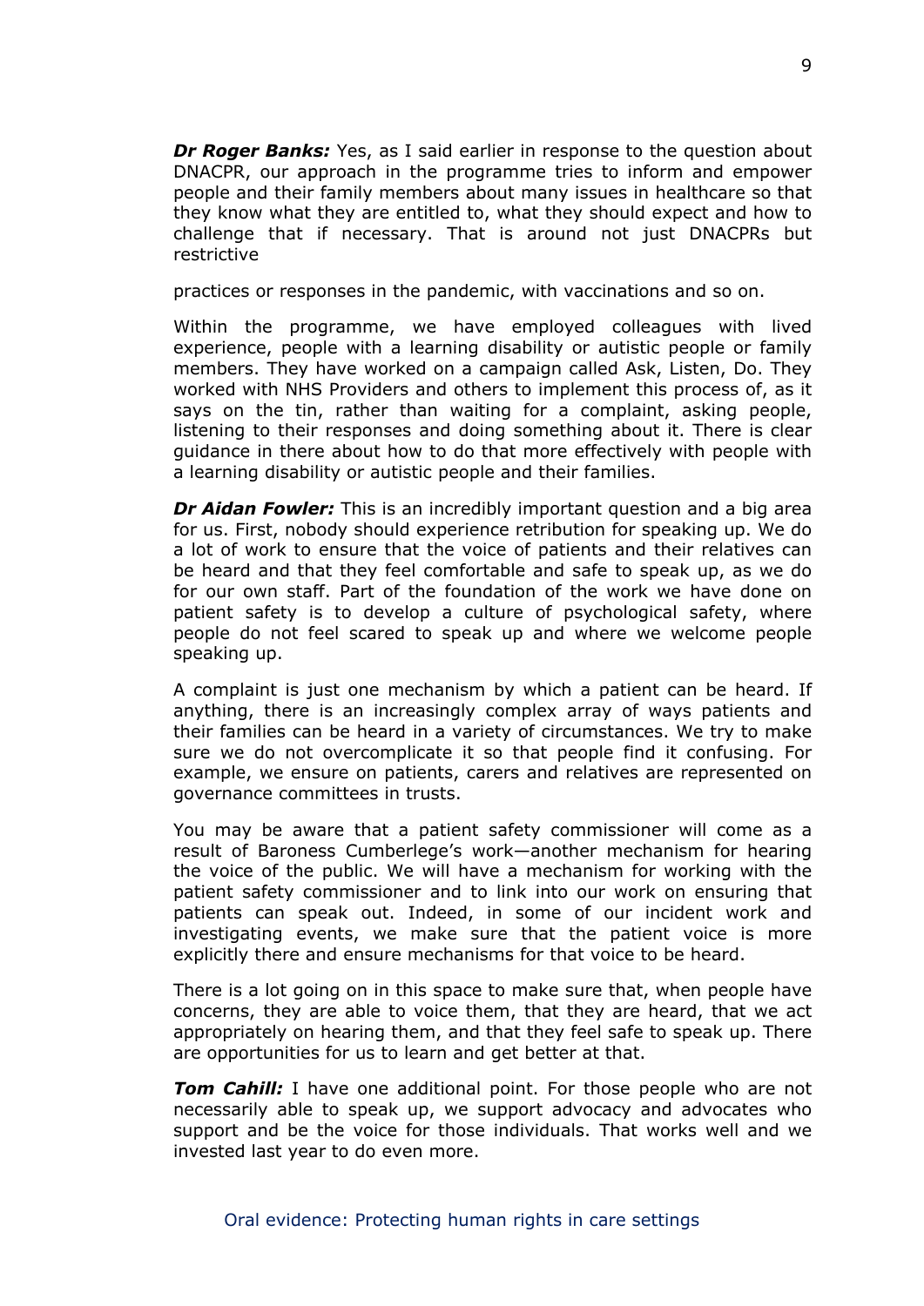***Dr Roger Banks:*** Yes, as I said earlier in response to the question about DNACPR, our approach in the programme tries to inform and empower people and their family members about many issues in healthcare so that they know what they are entitled to, what they should expect and how to challenge that if necessary. That is around not just DNACPRs but restrictive

practices or responses in the pandemic, with vaccinations and so on.

Within the programme, we have employed colleagues with lived experience, people with a learning disability or autistic people or family members. They have worked on a campaign called Ask, Listen, Do. They worked with NHS Providers and others to implement this process of, as it says on the tin, rather than waiting for a complaint, asking people, listening to their responses and doing something about it. There is clear guidance in there about how to do that more effectively with people with a learning disability or autistic people and their families.

***Dr Aidan Fowler:*** This is an incredibly important question and a big area for us. First, nobody should experience retribution for speaking up. We do a lot of work to ensure that the voice of patients and their relatives can be heard and that they feel comfortable and safe to speak up, as we do for our own staff. Part of the foundation of the work we have done on patient safety is to develop a culture of psychological safety, where people do not feel scared to speak up and where we welcome people speaking up.

A complaint is just one mechanism by which a patient can be heard. If anything, there is an increasingly complex array of ways patients and their families can be heard in a variety of circumstances. We try to make sure we do not overcomplicate it so that people find it confusing. For example, we ensure on patients, carers and relatives are represented on governance committees in trusts.

You may be aware that a patient safety commissioner will come as a result of Baroness Cumberlege's work—another mechanism for hearing the voice of the public. We will have a mechanism for working with the patient safety commissioner and to link into our work on ensuring that patients can speak out. Indeed, in some of our incident work and investigating events, we make sure that the patient voice is more explicitly there and ensure mechanisms for that voice to be heard.

There is a lot going on in this space to make sure that, when people have concerns, they are able to voice them, that they are heard, that we act appropriately on hearing them, and that they feel safe to speak up. There are opportunities for us to learn and get better at that.

***Tom Cahill:*** I have one additional point. For those people who are not necessarily able to speak up, we support advocacy and advocates who support and be the voice for those individuals. That works well and we invested last year to do even more.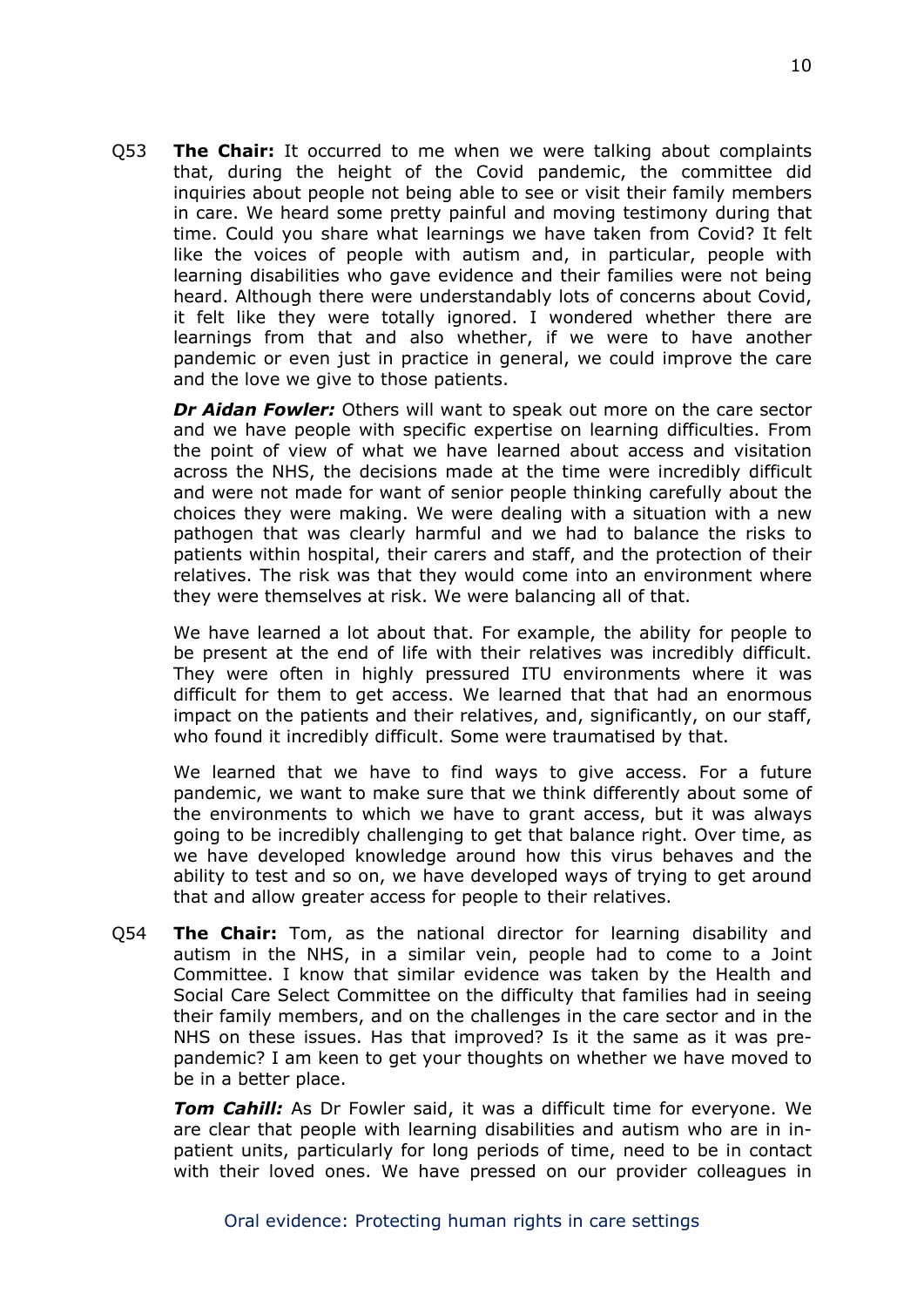Q53 **The Chair:** It occurred to me when we were talking about complaints that, during the height of the Covid pandemic, the committee did inquiries about people not being able to see or visit their family members in care. We heard some pretty painful and moving testimony during that time. Could you share what learnings we have taken from Covid? It felt like the voices of people with autism and, in particular, people with learning disabilities who gave evidence and their families were not being heard. Although there were understandably lots of concerns about Covid, it felt like they were totally ignored. I wondered whether there are learnings from that and also whether, if we were to have another pandemic or even just in practice in general, we could improve the care and the love we give to those patients.

***Dr Aidan Fowler:*** Others will want to speak out more on the care sector and we have people with specific expertise on learning difficulties. From the point of view of what we have learned about access and visitation across the NHS, the decisions made at the time were incredibly difficult and were not made for want of senior people thinking carefully about the choices they were making. We were dealing with a situation with a new pathogen that was clearly harmful and we had to balance the risks to patients within hospital, their carers and staff, and the protection of their relatives. The risk was that they would come into an environment where they were themselves at risk. We were balancing all of that.

We have learned a lot about that. For example, the ability for people to be present at the end of life with their relatives was incredibly difficult. They were often in highly pressured ITU environments where it was difficult for them to get access. We learned that that had an enormous impact on the patients and their relatives, and, significantly, on our staff, who found it incredibly difficult. Some were traumatised by that.

We learned that we have to find ways to give access. For a future pandemic, we want to make sure that we think differently about some of the environments to which we have to grant access, but it was always going to be incredibly challenging to get that balance right. Over time, as we have developed knowledge around how this virus behaves and the ability to test and so on, we have developed ways of trying to get around that and allow greater access for people to their relatives.

Q54 **The Chair:** Tom, as the national director for learning disability and autism in the NHS, in a similar vein, people had to come to a Joint Committee. I know that similar evidence was taken by the Health and Social Care Select Committee on the difficulty that families had in seeing their family members, and on the challenges in the care sector and in the NHS on these issues. Has that improved? Is it the same as it was pre-pandemic? I am keen to get your thoughts on whether we have moved to be in a better place.

***Tom Cahill:*** As Dr Fowler said, it was a difficult time for everyone. We are clear that people with learning disabilities and autism who are in in-patient units, particularly for long periods of time, need to be in contact with their loved ones. We have pressed on our provider colleagues in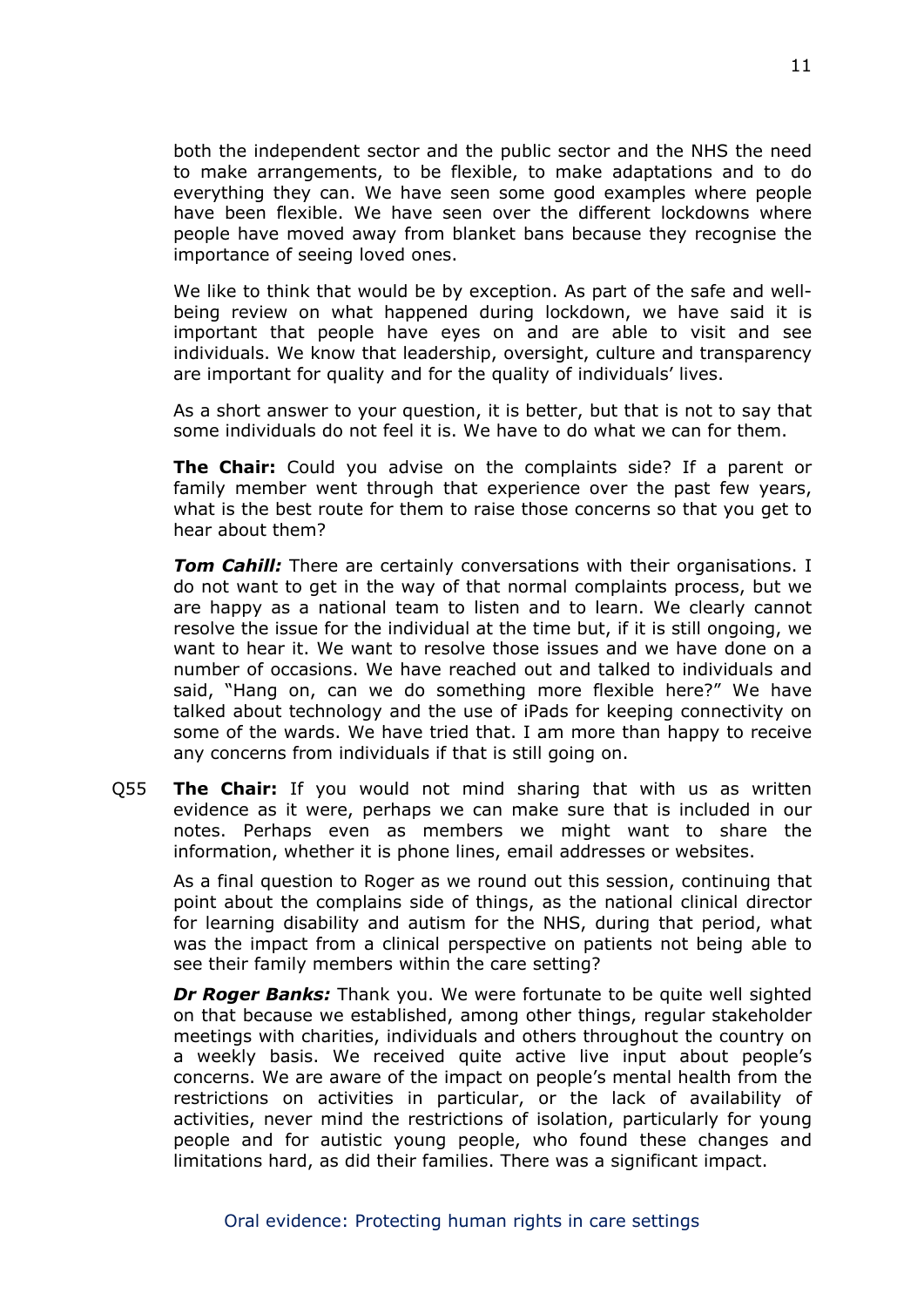both the independent sector and the public sector and the NHS the need to make arrangements, to be flexible, to make adaptations and to do everything they can. We have seen some good examples where people have been flexible. We have seen over the different lockdowns where people have moved away from blanket bans because they recognise the importance of seeing loved ones.

We like to think that would be by exception. As part of the safe and well-being review on what happened during lockdown, we have said it is important that people have eyes on and are able to visit and see individuals. We know that leadership, oversight, culture and transparency are important for quality and for the quality of individuals' lives.

As a short answer to your question, it is better, but that is not to say that some individuals do not feel it is. We have to do what we can for them.

**The Chair:** Could you advise on the complaints side? If a parent or family member went through that experience over the past few years, what is the best route for them to raise those concerns so that you get to hear about them?

***Tom Cahill:*** There are certainly conversations with their organisations. I do not want to get in the way of that normal complaints process, but we are happy as a national team to listen and to learn. We clearly cannot resolve the issue for the individual at the time but, if it is still ongoing, we want to hear it. We want to resolve those issues and we have done on a number of occasions. We have reached out and talked to individuals and said, "Hang on, can we do something more flexible here?" We have talked about technology and the use of iPads for keeping connectivity on some of the wards. We have tried that. I am more than happy to receive any concerns from individuals if that is still going on.

Q55 **The Chair:** If you would not mind sharing that with us as written evidence as it were, perhaps we can make sure that is included in our notes. Perhaps even as members we might want to share the information, whether it is phone lines, email addresses or websites.

As a final question to Roger as we round out this session, continuing that point about the complains side of things, as the national clinical director for learning disability and autism for the NHS, during that period, what was the impact from a clinical perspective on patients not being able to see their family members within the care setting?

***Dr Roger Banks:*** Thank you. We were fortunate to be quite well sighted on that because we established, among other things, regular stakeholder meetings with charities, individuals and others throughout the country on a weekly basis. We received quite active live input about people's concerns. We are aware of the impact on people's mental health from the restrictions on activities in particular, or the lack of availability of activities, never mind the restrictions of isolation, particularly for young people and for autistic young people, who found these changes and limitations hard, as did their families. There was a significant impact.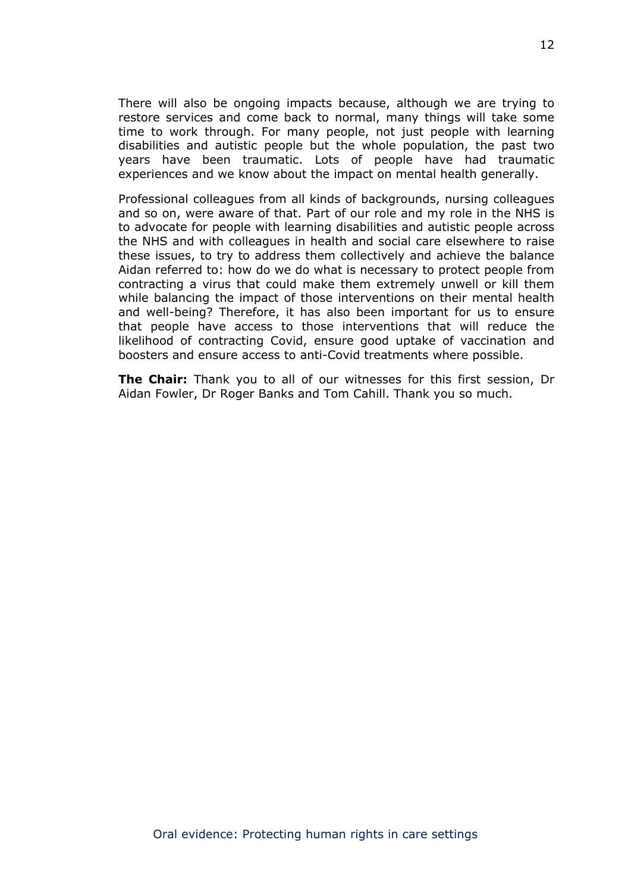There will also be ongoing impacts because, although we are trying to restore services and come back to normal, many things will take some time to work through. For many people, not just people with learning disabilities and autistic people but the whole population, the past two years have been traumatic. Lots of people have had traumatic experiences and we know about the impact on mental health generally.

Professional colleagues from all kinds of backgrounds, nursing colleagues and so on, were aware of that. Part of our role and my role in the NHS is to advocate for people with learning disabilities and autistic people across the NHS and with colleagues in health and social care elsewhere to raise these issues, to try to address them collectively and achieve the balance Aidan referred to: how do we do what is necessary to protect people from contracting a virus that could make them extremely unwell or kill them while balancing the impact of those interventions on their mental health and well-being? Therefore, it has also been important for us to ensure that people have access to those interventions that will reduce the likelihood of contracting Covid, ensure good uptake of vaccination and boosters and ensure access to anti-Covid treatments where possible.

**The Chair:** Thank you to all of our witnesses for this first session, Dr Aidan Fowler, Dr Roger Banks and Tom Cahill. Thank you so much.